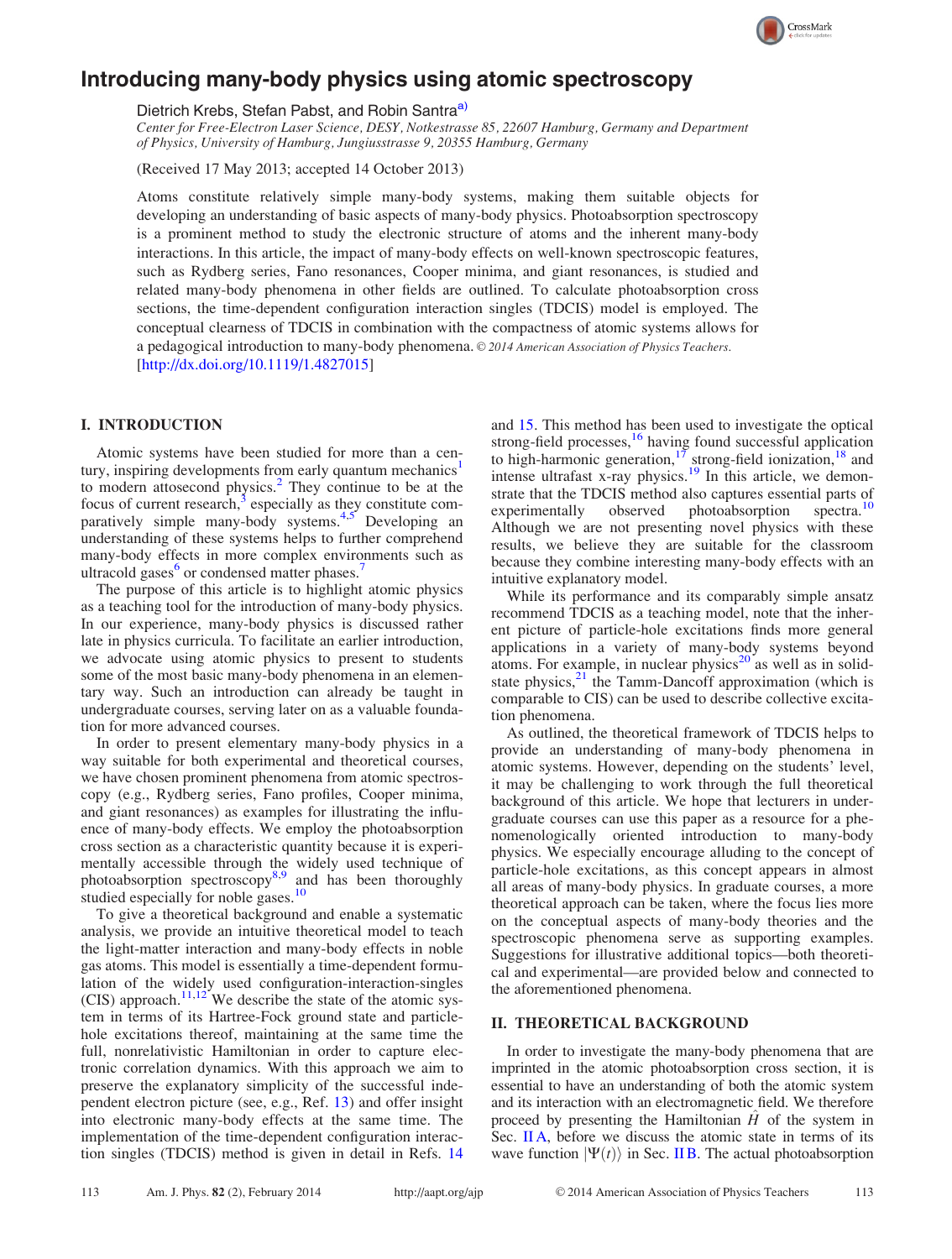# Introducing many-body physics using atomic spectroscopy

Dietrich Krebs, Stefan Pabst, and Robin Santra[a)]

*Center for Free-Electron Laser Science, DESY, Notkestrasse 85, 22607 Hamburg, Germany and Department of Physics, University of Hamburg, Jungiusstrasse 9, 20355 Hamburg, Germany*

(Received 17 May 2013; accepted 14 October 2013)

Atoms constitute relatively simple many-body systems, making them suitable objects for developing an understanding of basic aspects of many-body physics. Photoabsorption spectroscopy is a prominent method to study the electronic structure of atoms and the inherent many-body interactions. In this article, the impact of many-body effects on well-known spectroscopic features, such as Rydberg series, Fano resonances, Cooper minima, and giant resonances, is studied and related many-body phenomena in other fields are outlined. To calculate photoabsorption cross sections, the time-dependent configuration interaction singles (TDCIS) model is employed. The conceptual clearness of TDCIS in combination with the compactness of atomic systems allows for a pedagogical introduction to many-body phenomena. © *2014 American Association of Physics Teachers.* [http://dx.doi.org/10.1119/1.4827015]

## I. INTRODUCTION

Atomic systems have been studied for more than a century, inspiring developments from early quantum mechanics[1] to modern attosecond physics.[2] They continue to be at the focus of current research,[3] especially as they constitute comparatively simple many-body systems.[4,5] Developing an understanding of these systems helps to further comprehend many-body effects in more complex environments such as ultracold gases[6] or condensed matter phases.[7]

The purpose of this article is to highlight atomic physics as a teaching tool for the introduction of many-body physics. In our experience, many-body physics is discussed rather late in physics curricula. To facilitate an earlier introduction, we advocate using atomic physics to present to students some of the most basic many-body phenomena in an elementary way. Such an introduction can already be taught in undergraduate courses, serving later on as a valuable foundation for more advanced courses.

In order to present elementary many-body physics in a way suitable for both experimental and theoretical courses, we have chosen prominent phenomena from atomic spectroscopy (e.g., Rydberg series, Fano profiles, Cooper minima, and giant resonances) as examples for illustrating the influence of many-body effects. We employ the photoabsorption cross section as a characteristic quantity because it is experimentally accessible through the widely used technique of photoabsorption spectroscopy[8,9] and has been thoroughly studied especially for noble gases.[10]

To give a theoretical background and enable a systematic analysis, we provide an intuitive theoretical model to teach the light-matter interaction and many-body effects in noble gas atoms. This model is essentially a time-dependent formulation of the widely used configuration-interaction-singles (CIS) approach.[11,12] We describe the state of the atomic system in terms of its Hartree-Fock ground state and particle-hole excitations thereof, maintaining at the same time the full, nonrelativistic Hamiltonian in order to capture electronic correlation dynamics. With this approach we aim to preserve the explanatory simplicity of the successful independent electron picture (see, e.g., Ref. 13) and offer insight into electronic many-body effects at the same time. The implementation of the time-dependent configuration interaction singles (TDCIS) method is given in detail in Refs. 14 and 15. This method has been used to investigate the optical strong-field processes,[16] having found successful application to high-harmonic generation,[17] strong-field ionization,[18] and intense ultrafast x-ray physics.[19] In this article, we demonstrate that the TDCIS method also captures essential parts of experimentally observed photoabsorption spectra.[10] Although we are not presenting novel physics with these results, we believe they are suitable for the classroom because they combine interesting many-body effects with an intuitive explanatory model.

While its performance and its comparably simple ansatz recommend TDCIS as a teaching model, note that the inherent picture of particle-hole excitations finds more general applications in a variety of many-body systems beyond atoms. For example, in nuclear physics[20] as well as in solid-state physics,[21] the Tamm-Dancoff approximation (which is comparable to CIS) can be used to describe collective excitation phenomena.

As outlined, the theoretical framework of TDCIS helps to provide an understanding of many-body phenomena in atomic systems. However, depending on the students' level, it may be challenging to work through the full theoretical background of this article. We hope that lecturers in undergraduate courses can use this paper as a resource for a phenomenologically oriented introduction to many-body physics. We especially encourage alluding to the concept of particle-hole excitations, as this concept appears in almost all areas of many-body physics. In graduate courses, a more theoretical approach can be taken, where the focus lies more on the conceptual aspects of many-body theories and the spectroscopic phenomena serve as supporting examples. Suggestions for illustrative additional topics—both theoretical and experimental—are provided below and connected to the aforementioned phenomena.

## II. THEORETICAL BACKGROUND

In order to investigate the many-body phenomena that are imprinted in the atomic photoabsorption cross section, it is essential to have an understanding of both the atomic system and its interaction with an electromagnetic field. We therefore proceed by presenting the Hamiltonian $\hat{H}$ of the system in Sec. II A, before we discuss the atomic state in terms of its wave function $|\Psi(t)\rangle$ in Sec. II B. The actual photoabsorption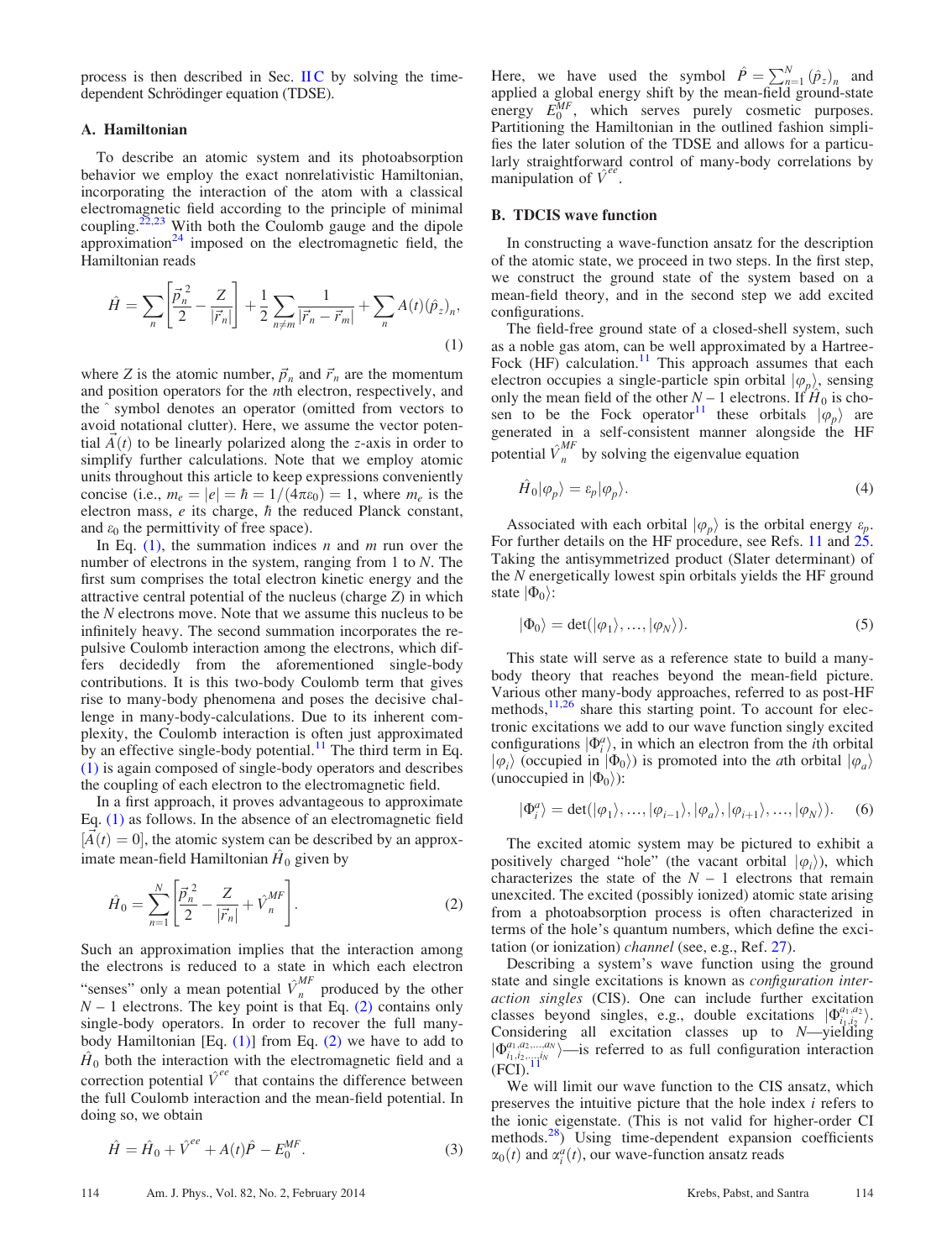process is then described in Sec. II C by solving the time-dependent Schrödinger equation (TDSE).

### A. Hamiltonian

To describe an atomic system and its photoabsorption behavior we employ the exact nonrelativistic Hamiltonian, incorporating the interaction of the atom with a classical electromagnetic field according to the principle of minimal coupling.[22,23] With both the Coulomb gauge and the dipole approximation[24] imposed on the electromagnetic field, the Hamiltonian reads

$$\hat{H} = \sum_n \left[ \frac{\vec{p}_n^{\,2}}{2} - \frac{Z}{|\vec{r}_n|} \right] + \frac{1}{2} \sum_{n \neq m} \frac{1}{|\vec{r}_n - \vec{r}_m|} + \sum_n A(t) (\hat{p}_z)_n, \tag{1}$$

where $Z$ is the atomic number, $\vec{p}_n$ and $\vec{r}_n$ are the momentum and position operators for the $n$th electron, respectively, and the ˆ symbol denotes an operator (omitted from vectors to avoid notational clutter). Here, we assume the vector potential $\vec{A}(t)$ to be linearly polarized along the $z$-axis in order to simplify further calculations. Note that we employ atomic units throughout this article to keep expressions conveniently concise (i.e., $m_e = |e| = \hbar = 1/(4\pi\varepsilon_0) = 1$, where $m_e$ is the electron mass, $e$ its charge, $\hbar$ the reduced Planck constant, and $\varepsilon_0$ the permittivity of free space).

In Eq. (1), the summation indices $n$ and $m$ run over the number of electrons in the system, ranging from 1 to $N$. The first sum comprises the total electron kinetic energy and the attractive central potential of the nucleus (charge $Z$) in which the $N$ electrons move. Note that we assume this nucleus to be infinitely heavy. The second summation incorporates the repulsive Coulomb interaction among the electrons, which differs decidedly from the aforementioned single-body contributions. It is this two-body Coulomb term that gives rise to many-body phenomena and poses the decisive challenge in many-body-calculations. Due to its inherent complexity, the Coulomb interaction is often just approximated by an effective single-body potential.[11] The third term in Eq. (1) is again composed of single-body operators and describes the coupling of each electron to the electromagnetic field.

In a first approach, it proves advantageous to approximate Eq. (1) as follows. In the absence of an electromagnetic field $[\vec{A}(t) = 0]$, the atomic system can be described by an approximate mean-field Hamiltonian $\hat{H}_0$ given by

$$\hat{H}_0 = \sum_{n=1}^{N} \left[ \frac{\vec{p}_n^{\,2}}{2} - \frac{Z}{|\vec{r}_n|} + \hat{V}_n^{MF} \right]. \tag{2}$$

Such an approximation implies that the interaction among the electrons is reduced to a state in which each electron "senses" only a mean potential $\hat{V}_n^{MF}$ produced by the other $N-1$ electrons. The key point is that Eq. (2) contains only single-body operators. In order to recover the full many-body Hamiltonian [Eq. (1)] from Eq. (2) we have to add to $\hat{H}_0$ both the interaction with the electromagnetic field and a correction potential $\hat{V}^{ee}$ that contains the difference between the full Coulomb interaction and the mean-field potential. In doing so, we obtain

$$\hat{H} = \hat{H}_0 + \hat{V}^{ee} + A(t)\hat{P} - E_0^{MF}. \tag{3}$$

Here, we have used the symbol $\hat{P} = \sum_{n=1}^{N} (\hat{p}_z)_n$ and applied a global energy shift by the mean-field ground-state energy $E_0^{MF}$, which serves purely cosmetic purposes. Partitioning the Hamiltonian in the outlined fashion simplifies the later solution of the TDSE and allows for a particularly straightforward control of many-body correlations by manipulation of $\hat{V}^{ee}$.

### B. TDCIS wave function

In constructing a wave-function ansatz for the description of the atomic state, we proceed in two steps. In the first step, we construct the ground state of the system based on a mean-field theory, and in the second step we add excited configurations.

The field-free ground state of a closed-shell system, such as a noble gas atom, can be well approximated by a Hartree-Fock (HF) calculation.[11] This approach assumes that each electron occupies a single-particle spin orbital $|\varphi_p\rangle$, sensing only the mean field of the other $N-1$ electrons. If $\hat{H}_0$ is chosen to be the Fock operator[11] these orbitals $|\varphi_p\rangle$ are generated in a self-consistent manner alongside the HF potential $\hat{V}_n^{MF}$ by solving the eigenvalue equation

$$\hat{H}_0 |\varphi_p\rangle = \varepsilon_p |\varphi_p\rangle. \tag{4}$$

Associated with each orbital $|\varphi_p\rangle$ is the orbital energy $\varepsilon_p$. For further details on the HF procedure, see Refs. 11 and 25. Taking the antisymmetrized product (Slater determinant) of the $N$ energetically lowest spin orbitals yields the HF ground state $|\Phi_0\rangle$:

$$|\Phi_0\rangle = \det(|\varphi_1\rangle, \ldots, |\varphi_N\rangle). \tag{5}$$

This state will serve as a reference state to build a many-body theory that reaches beyond the mean-field picture. Various other many-body approaches, referred to as post-HF methods,[11,26] share this starting point. To account for electronic excitations we add to our wave function singly excited configurations $|\Phi_i^a\rangle$, in which an electron from the $i$th orbital $|\varphi_i\rangle$ (occupied in $|\Phi_0\rangle$) is promoted into the $a$th orbital $|\varphi_a\rangle$ (unoccupied in $|\Phi_0\rangle$):

$$|\Phi_i^a\rangle = \det(|\varphi_1\rangle, \ldots, |\varphi_{i-1}\rangle, |\varphi_a\rangle, |\varphi_{i+1}\rangle, \ldots, |\varphi_N\rangle). \tag{6}$$

The excited atomic system may be pictured to exhibit a positively charged "hole" (the vacant orbital $|\varphi_i\rangle$), which characterizes the state of the $N-1$ electrons that remain unexcited. The excited (possibly ionized) atomic state arising from a photoabsorption process is often characterized in terms of the hole's quantum numbers, which define the excitation (or ionization) *channel* (see, e.g., Ref. 27).

Describing a system's wave function using the ground state and single excitations is known as *configuration interaction singles* (CIS). One can include further excitation classes beyond singles, e.g., double excitations $|\Phi_{i_1,i_2}^{a_1,a_2}\rangle$. Considering all excitation classes up to $N$—yielding $|\Phi_{i_1,i_2,\ldots,i_N}^{a_1,a_2,\ldots,a_N}\rangle$—is referred to as full configuration interaction (FCI).[11]

We will limit our wave function to the CIS ansatz, which preserves the intuitive picture that the hole index $i$ refers to the ionic eigenstate. (This is not valid for higher-order CI methods.[28]) Using time-dependent expansion coefficients $\alpha_0(t)$ and $\alpha_i^a(t)$, our wave-function ansatz reads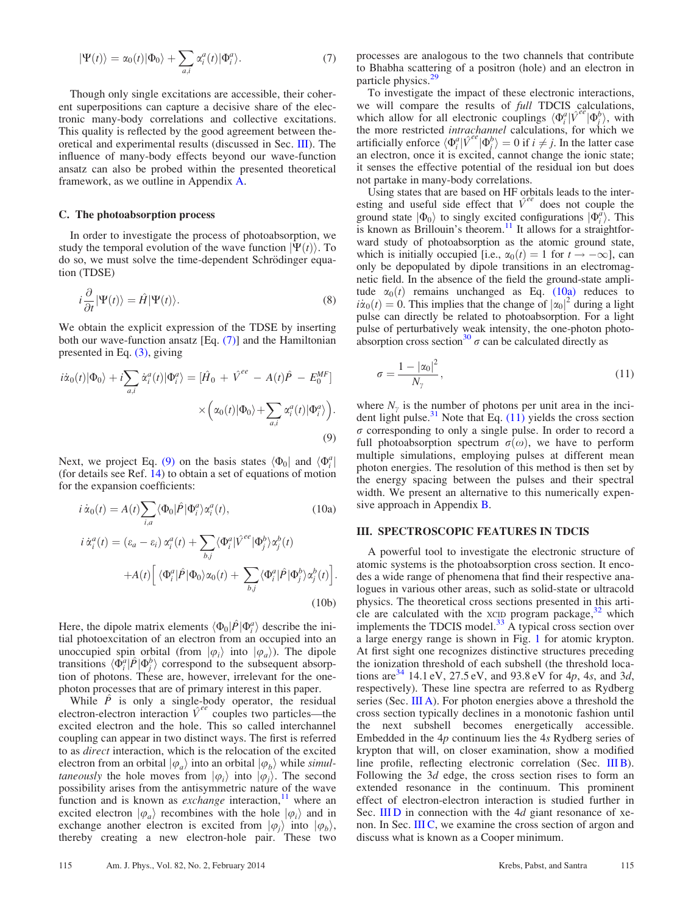$$|\Psi(t)\rangle = \alpha_0(t)|\Phi_0\rangle + \sum_{a,i} \alpha_i^a(t)|\Phi_i^a\rangle. \tag{7}$$

Though only single excitations are accessible, their coherent superpositions can capture a decisive share of the electronic many-body correlations and collective excitations. This quality is reflected by the good agreement between theoretical and experimental results (discussed in Sec. III). The influence of many-body effects beyond our wave-function ansatz can also be probed within the presented theoretical framework, as we outline in Appendix A.

### C. The photoabsorption process

In order to investigate the process of photoabsorption, we study the temporal evolution of the wave function $|\Psi(t)\rangle$. To do so, we must solve the time-dependent Schrödinger equation (TDSE)

$$i\frac{\partial}{\partial t}|\Psi(t)\rangle = \hat{H}|\Psi(t)\rangle. \tag{8}$$

We obtain the explicit expression of the TDSE by inserting both our wave-function ansatz [Eq. (7)] and the Hamiltonian presented in Eq. (3), giving

$$i\dot{\alpha}_0(t)|\Phi_0\rangle + i\sum_{a,i}\dot{\alpha}_i^a(t)|\Phi_i^a\rangle = [\hat{H}_0 + \hat{V}^{ee} - A(t)\hat{P} - E_0^{MF}] \times \Big(\alpha_0(t)|\Phi_0\rangle + \sum_{a,i}\alpha_i^a(t)|\Phi_i^a\rangle\Big). \tag{9}$$

Next, we project Eq. (9) on the basis states $\langle\Phi_0|$ and $\langle\Phi_i^a|$ (for details see Ref. 14) to obtain a set of equations of motion for the expansion coefficients:

$$i\,\dot{\alpha}_0(t) = A(t)\sum_{i,a}\langle\Phi_0|\hat{P}|\Phi_i^a\rangle\alpha_i^a(t), \tag{10a}$$

$$i\,\dot{\alpha}_i^a(t) = (\varepsilon_a - \varepsilon_i)\,\alpha_i^a(t) + \sum_{b,j}\langle\Phi_i^a|\hat{V}^{ee}|\Phi_j^b\rangle\alpha_j^b(t) + A(t)\Big[\langle\Phi_i^a|\hat{P}|\Phi_0\rangle\alpha_0(t) + \sum_{b,j}\langle\Phi_i^a|\hat{P}|\Phi_j^b\rangle\alpha_j^b(t)\Big]. \tag{10b}$$

Here, the dipole matrix elements $\langle\Phi_0|\hat{P}|\Phi_i^a\rangle$ describe the initial photoexcitation of an electron from an occupied into an unoccupied spin orbital (from $|\varphi_i\rangle$ into $|\varphi_a\rangle$). The dipole transitions $\langle\Phi_i^a|\hat{P}|\Phi_j^b\rangle$ correspond to the subsequent absorption of photons. These are, however, irrelevant for the one-photon processes that are of primary interest in this paper.

While $\hat{P}$ is only a single-body operator, the residual electron-electron interaction $\hat{V}^{ee}$ couples two particles—the excited electron and the hole. This so called interchannel coupling can appear in two distinct ways. The first is referred to as *direct* interaction, which is the relocation of the excited electron from an orbital $|\varphi_a\rangle$ into an orbital $|\varphi_b\rangle$ while *simultaneously* the hole moves from $|\varphi_i\rangle$ into $|\varphi_j\rangle$. The second possibility arises from the antisymmetric nature of the wave function and is known as *exchange* interaction,[11] where an excited electron $|\varphi_a\rangle$ recombines with the hole $|\varphi_i\rangle$ and in exchange another electron is excited from $|\varphi_j\rangle$ into $|\varphi_b\rangle$, thereby creating a new electron-hole pair. These two processes are analogous to the two channels that contribute to Bhabha scattering of a positron (hole) and an electron in particle physics.[29]

To investigate the impact of these electronic interactions, we will compare the results of *full* TDCIS calculations, which allow for all electronic couplings $\langle\Phi_i^a|\hat{V}^{ee}|\Phi_j^b\rangle$, with the more restricted *intrachannel* calculations, for which we artificially enforce $\langle\Phi_i^a|\hat{V}^{ee}|\Phi_j^b\rangle = 0$ if $i \neq j$. In the latter case an electron, once it is excited, cannot change the ionic state; it senses the effective potential of the residual ion but does not partake in many-body correlations.

Using states that are based on HF orbitals leads to the interesting and useful side effect that $\hat{V}^{ee}$ does not couple the ground state $|\Phi_0\rangle$ to singly excited configurations $|\Phi_i^a\rangle$. This is known as Brillouin's theorem.[11] It allows for a straightforward study of photoabsorption as the atomic ground state, which is initially occupied [i.e., $\alpha_0(t) = 1$ for $t \to -\infty$], can only be depopulated by dipole transitions in an electromagnetic field. In the absence of the field the ground-state amplitude $\alpha_0(t)$ remains unchanged as Eq. (10a) reduces to $i\dot{\alpha}_0(t) = 0$. This implies that the change of $|\alpha_0|^2$ during a light pulse can directly be related to photoabsorption. For a light pulse of perturbatively weak intensity, the one-photon photoabsorption cross section[30] $\sigma$ can be calculated directly as

$$\sigma = \frac{1 - |\alpha_0|^2}{N_\gamma}, \tag{11}$$

where $N_\gamma$ is the number of photons per unit area in the incident light pulse.[31] Note that Eq. (11) yields the cross section $\sigma$ corresponding to only a single pulse. In order to record a full photoabsorption spectrum $\sigma(\omega)$, we have to perform multiple simulations, employing pulses at different mean photon energies. The resolution of this method is then set by the energy spacing between the pulses and their spectral width. We present an alternative to this numerically expensive approach in Appendix B.

## III. SPECTROSCOPIC FEATURES IN TDCIS

A powerful tool to investigate the electronic structure of atomic systems is the photoabsorption cross section. It encodes a wide range of phenomena that find their respective analogues in various other areas, such as solid-state or ultracold physics. The theoretical cross sections presented in this article are calculated with the XCID program package,[32] which implements the TDCIS model.[33] A typical cross section over a large energy range is shown in Fig. 1 for atomic krypton. At first sight one recognizes distinctive structures preceding the ionization threshold of each subshell (the threshold locations are[34] 14.1 eV, 27.5 eV, and 93.8 eV for 4*p*, 4*s*, and 3*d*, respectively). These line spectra are referred to as Rydberg series (Sec. III A). For photon energies above a threshold the cross section typically declines in a monotonic fashion until the next subshell becomes energetically accessible. Embedded in the 4*p* continuum lies the 4*s* Rydberg series of krypton that will, on closer examination, show a modified line profile, reflecting electronic correlation (Sec. III B). Following the 3*d* edge, the cross section rises to form an extended resonance in the continuum. This prominent effect of electron-electron interaction is studied further in Sec. III D in connection with the 4*d* giant resonance of xenon. In Sec. III C, we examine the cross section of argon and discuss what is known as a Cooper minimum.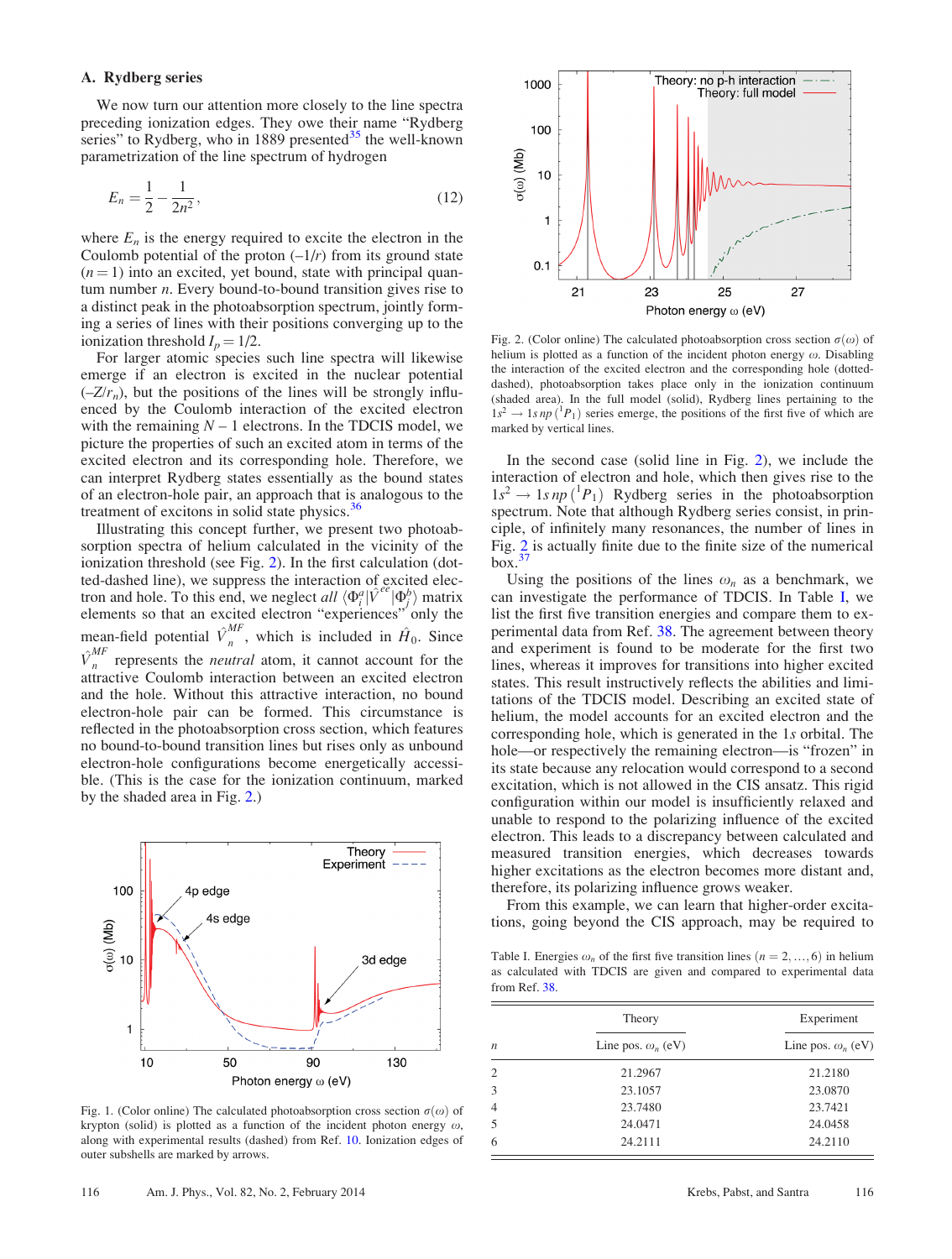### A. Rydberg series

We now turn our attention more closely to the line spectra preceding ionization edges. They owe their name "Rydberg series" to Rydberg, who in 1889 presented[35] the well-known parametrization of the line spectrum of hydrogen

$$E_n = \frac{1}{2} - \frac{1}{2n^2}, \tag{12}$$

where $E_n$ is the energy required to excite the electron in the Coulomb potential of the proton ($-1/r$) from its ground state ($n = 1$) into an excited, yet bound, state with principal quantum number $n$. Every bound-to-bound transition gives rise to a distinct peak in the photoabsorption spectrum, jointly forming a series of lines with their positions converging up to the ionization threshold $I_p = 1/2$.

For larger atomic species such line spectra will likewise emerge if an electron is excited in the nuclear potential ($-Z/r_n$), but the positions of the lines will be strongly influenced by the Coulomb interaction of the excited electron with the remaining $N - 1$ electrons. In the TDCIS model, we picture the properties of such an excited atom in terms of the excited electron and its corresponding hole. Therefore, we can interpret Rydberg states essentially as the bound states of an electron-hole pair, an approach that is analogous to the treatment of excitons in solid state physics.[36]

Illustrating this concept further, we present two photoabsorption spectra of helium calculated in the vicinity of the ionization threshold (see Fig. 2). In the first calculation (dotted-dashed line), we suppress the interaction of excited electron and hole. To this end, we neglect *all* $\langle \Phi_i^a | \hat{V}^{ee} | \Phi_j^b \rangle$ matrix elements so that an excited electron "experiences" only the mean-field potential $\hat{V}_n^{MF}$, which is included in $\hat{H}_0$. Since $\hat{V}_n^{MF}$ represents the *neutral* atom, it cannot account for the attractive Coulomb interaction between an excited electron and the hole. Without this attractive interaction, no bound electron-hole pair can be formed. This circumstance is reflected in the photoabsorption cross section, which features no bound-to-bound transition lines but rises only as unbound electron-hole configurations become energetically accessible. (This is the case for the ionization continuum, marked by the shaded area in Fig. 2.)

Fig. 1. (Color online) The calculated photoabsorption cross section $\sigma(\omega)$ of krypton (solid) is plotted as a function of the incident photon energy $\omega$, along with experimental results (dashed) from Ref. 10. Ionization edges of outer subshells are marked by arrows.

Fig. 2. (Color online) The calculated photoabsorption cross section $\sigma(\omega)$ of helium is plotted as a function of the incident photon energy $\omega$. Disabling the interaction of the excited electron and the corresponding hole (dotted-dashed), photoabsorption takes place only in the ionization continuum (shaded area). In the full model (solid), Rydberg lines pertaining to the $1s^2 \rightarrow 1s\,np\,(^1P_1)$ series emerge, the positions of the first five of which are marked by vertical lines.

In the second case (solid line in Fig. 2), we include the interaction of electron and hole, which then gives rise to the $1s^2 \rightarrow 1s\,np\,(^1P_1)$ Rydberg series in the photoabsorption spectrum. Note that although Rydberg series consist, in principle, of infinitely many resonances, the number of lines in Fig. 2 is actually finite due to the finite size of the numerical box.[37]

Using the positions of the lines $\omega_n$ as a benchmark, we can investigate the performance of TDCIS. In Table I, we list the first five transition energies and compare them to experimental data from Ref. 38. The agreement between theory and experiment is found to be moderate for the first two lines, whereas it improves for transitions into higher excited states. This result instructively reflects the abilities and limitations of the TDCIS model. Describing an excited state of helium, the model accounts for an excited electron and the corresponding hole, which is generated in the $1s$ orbital. The hole—or respectively the remaining electron—is "frozen" in its state because any relocation would correspond to a second excitation, which is not allowed in the CIS ansatz. This rigid configuration within our model is insufficiently relaxed and unable to respond to the polarizing influence of the excited electron. This leads to a discrepancy between calculated and measured transition energies, which decreases towards higher excitations as the electron becomes more distant and, therefore, its polarizing influence grows weaker.

From this example, we can learn that higher-order excitations, going beyond the CIS approach, may be required to

Table I. Energies $\omega_n$ of the first five transition lines ($n = 2, \ldots, 6$) in helium as calculated with TDCIS are given and compared to experimental data from Ref. 38.

| | Theory | Experiment |
|---|---|---|
| $n$ | Line pos. $\omega_n$ (eV) | Line pos. $\omega_n$ (eV) |
| 2 | 21.2967 | 21.2180 |
| 3 | 23.1057 | 23.0870 |
| 4 | 23.7480 | 23.7421 |
| 5 | 24.0471 | 24.0458 |
| 6 | 24.2111 | 24.2110 |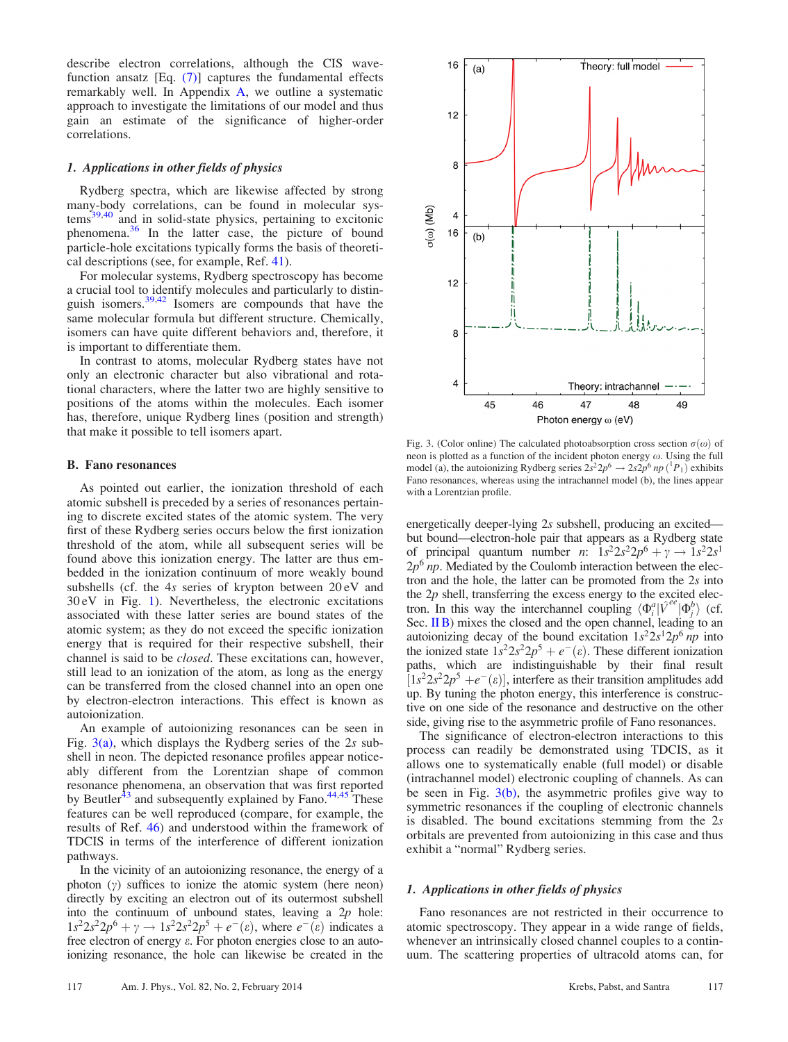describe electron correlations, although the CIS wave-function ansatz [Eq. (7)] captures the fundamental effects remarkably well. In Appendix A, we outline a systematic approach to investigate the limitations of our model and thus gain an estimate of the significance of higher-order correlations.

### 1. Applications in other fields of physics

Rydberg spectra, which are likewise affected by strong many-body correlations, can be found in molecular systems[39,40] and in solid-state physics, pertaining to excitonic phenomena.[36] In the latter case, the picture of bound particle-hole excitations typically forms the basis of theoretical descriptions (see, for example, Ref. 41).

For molecular systems, Rydberg spectroscopy has become a crucial tool to identify molecules and particularly to distinguish isomers.[39,42] Isomers are compounds that have the same molecular formula but different structure. Chemically, isomers can have quite different behaviors and, therefore, it is important to differentiate them.

In contrast to atoms, molecular Rydberg states have not only an electronic character but also vibrational and rotational characters, where the latter two are highly sensitive to positions of the atoms within the molecules. Each isomer has, therefore, unique Rydberg lines (position and strength) that make it possible to tell isomers apart.

## B. Fano resonances

As pointed out earlier, the ionization threshold of each atomic subshell is preceded by a series of resonances pertaining to discrete excited states of the atomic system. The very first of these Rydberg series occurs below the first ionization threshold of the atom, while all subsequent series will be found above this ionization energy. The latter are thus embedded in the ionization continuum of more weakly bound subshells (cf. the 4*s* series of krypton between 20 eV and 30 eV in Fig. 1). Nevertheless, the electronic excitations associated with these latter series are bound states of the atomic system; as they do not exceed the specific ionization energy that is required for their respective subshell, their channel is said to be *closed*. These excitations can, however, still lead to an ionization of the atom, as long as the energy can be transferred from the closed channel into an open one by electron-electron interactions. This effect is known as autoionization.

An example of autoionizing resonances can be seen in Fig. 3(a), which displays the Rydberg series of the 2*s* subshell in neon. The depicted resonance profiles appear noticeably different from the Lorentzian shape of common resonance phenomena, an observation that was first reported by Beutler[43] and subsequently explained by Fano.[44,45] These features can be well reproduced (compare, for example, the results of Ref. 46) and understood within the framework of TDCIS in terms of the interference of different ionization pathways.

In the vicinity of an autoionizing resonance, the energy of a photon ($\gamma$) suffices to ionize the atomic system (here neon) directly by exciting an electron out of its outermost subshell into the continuum of unbound states, leaving a 2*p* hole: $1s^2 2s^2 2p^6 + \gamma \rightarrow 1s^2 2s^2 2p^5 + e^-(\varepsilon)$, where $e^-(\varepsilon)$ indicates a free electron of energy $\varepsilon$. For photon energies close to an autoionizing resonance, the hole can likewise be created in the energetically deeper-lying 2*s* subshell, producing an excited—but bound—electron-hole pair that appears as a Rydberg state of principal quantum number *n*: $1s^2 2s^2 2p^6 + \gamma \rightarrow 1s^2 2s^1 2p^6\, np$. Mediated by the Coulomb interaction between the electron and the hole, the latter can be promoted from the 2*s* into the 2*p* shell, transferring the excess energy to the excited electron. In this way the interchannel coupling $\langle \Phi_i^a | \hat{V}^{ee} | \Phi_j^b \rangle$ (cf. Sec. II B) mixes the closed and the open channel, leading to an autoionizing decay of the bound excitation $1s^2 2s^1 2p^6\, np$ into the ionized state $1s^2 2s^2 2p^5 + e^-(\varepsilon)$. These different ionization paths, which are indistinguishable by their final result $[1s^2 2s^2 2p^5 + e^-(\varepsilon)]$, interfere as their transition amplitudes add up. By tuning the photon energy, this interference is constructive on one side of the resonance and destructive on the other side, giving rise to the asymmetric profiles of Fano resonances.

Fig. 3. (Color online) The calculated photoabsorption cross section $\sigma(\omega)$ of neon is plotted as a function of the incident photon energy $\omega$. Using the full model (a), the autoionizing Rydberg series $2s^2 2p^6 \rightarrow 2s 2p^6\, np\ (^1P_1)$ exhibits Fano resonances, whereas using the intrachannel model (b), the lines appear with a Lorentzian profile.

The significance of electron-electron interactions to this process can readily be demonstrated using TDCIS, as it allows one to systematically enable (full model) or disable (intrachannel model) electronic coupling of channels. As can be seen in Fig. 3(b), the asymmetric profiles give way to symmetric resonances if the coupling of electronic channels is disabled. The bound excitations stemming from the 2*s* orbitals are prevented from autoionizing in this case and thus exhibit a "normal" Rydberg series.

### 1. Applications in other fields of physics

Fano resonances are not restricted in their occurrence to atomic spectroscopy. They appear in a wide range of fields, whenever an intrinsically closed channel couples to a continuum. The scattering properties of ultracold atoms can, for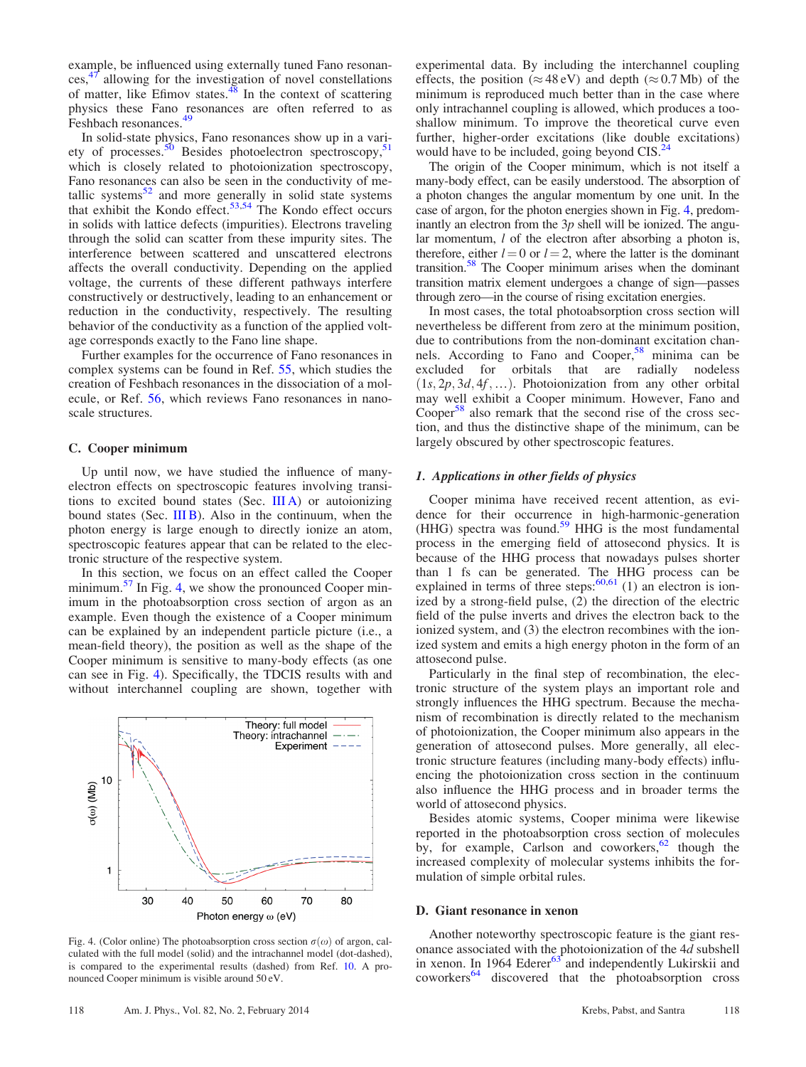example, be influenced using externally tuned Fano resonances,[47] allowing for the investigation of novel constellations of matter, like Efimov states.[48] In the context of scattering physics these Fano resonances are often referred to as Feshbach resonances.[49]

In solid-state physics, Fano resonances show up in a variety of processes.[50] Besides photoelectron spectroscopy,[51] which is closely related to photoionization spectroscopy, Fano resonances can also be seen in the conductivity of metallic systems[52] and more generally in solid state systems that exhibit the Kondo effect.[53,54] The Kondo effect occurs in solids with lattice defects (impurities). Electrons traveling through the solid can scatter from these impurity sites. The interference between scattered and unscattered electrons affects the overall conductivity. Depending on the applied voltage, the currents of these different pathways interfere constructively or destructively, leading to an enhancement or reduction in the conductivity, respectively. The resulting behavior of the conductivity as a function of the applied voltage corresponds exactly to the Fano line shape.

Further examples for the occurrence of Fano resonances in complex systems can be found in Ref. 55, which studies the creation of Feshbach resonances in the dissociation of a molecule, or Ref. 56, which reviews Fano resonances in nanoscale structures.

### C. Cooper minimum

Up until now, we have studied the influence of many-electron effects on spectroscopic features involving transitions to excited bound states (Sec. III A) or autoionizing bound states (Sec. III B). Also in the continuum, when the photon energy is large enough to directly ionize an atom, spectroscopic features appear that can be related to the electronic structure of the respective system.

In this section, we focus on an effect called the Cooper minimum.[57] In Fig. 4, we show the pronounced Cooper minimum in the photoabsorption cross section of argon as an example. Even though the existence of a Cooper minimum can be explained by an independent particle picture (i.e., a mean-field theory), the position as well as the shape of the Cooper minimum is sensitive to many-body effects (as one can see in Fig. 4). Specifically, the TDCIS results with and without interchannel coupling are shown, together with experimental data. By including the interchannel coupling effects, the position ($\approx 48$ eV) and depth ($\approx 0.7$ Mb) of the minimum is reproduced much better than in the case where only intrachannel coupling is allowed, which produces a too-shallow minimum. To improve the theoretical curve even further, higher-order excitations (like double excitations) would have to be included, going beyond CIS.[24]

Fig. 4. (Color online) The photoabsorption cross section $\sigma(\omega)$ of argon, calculated with the full model (solid) and the intrachannel model (dot-dashed), is compared to the experimental results (dashed) from Ref. 10. A pronounced Cooper minimum is visible around 50 eV.

The origin of the Cooper minimum, which is not itself a many-body effect, can be easily understood. The absorption of a photon changes the angular momentum by one unit. In the case of argon, for the photon energies shown in Fig. 4, predominantly an electron from the $3p$ shell will be ionized. The angular momentum, $l$ of the electron after absorbing a photon is, therefore, either $l = 0$ or $l = 2$, where the latter is the dominant transition.[58] The Cooper minimum arises when the dominant transition matrix element undergoes a change of sign—passes through zero—in the course of rising excitation energies.

In most cases, the total photoabsorption cross section will nevertheless be different from zero at the minimum position, due to contributions from the non-dominant excitation channels. According to Fano and Cooper,[58] minima can be excluded for orbitals that are radially nodeless $(1s, 2p, 3d, 4f, \ldots)$. Photoionization from any other orbital may well exhibit a Cooper minimum. However, Fano and Cooper[58] also remark that the second rise of the cross section, and thus the distinctive shape of the minimum, can be largely obscured by other spectroscopic features.

#### 1. Applications in other fields of physics

Cooper minima have received recent attention, as evidence for their occurrence in high-harmonic-generation (HHG) spectra was found.[59] HHG is the most fundamental process in the emerging field of attosecond physics. It is because of the HHG process that nowadays pulses shorter than 1 fs can be generated. The HHG process can be explained in terms of three steps:[60,61] (1) an electron is ionized by a strong-field pulse, (2) the direction of the electric field of the pulse inverts and drives the electron back to the ionized system, and (3) the electron recombines with the ionized system and emits a high energy photon in the form of an attosecond pulse.

Particularly in the final step of recombination, the electronic structure of the system plays an important role and strongly influences the HHG spectrum. Because the mechanism of recombination is directly related to the mechanism of photoionization, the Cooper minimum also appears in the generation of attosecond pulses. More generally, all electronic structure features (including many-body effects) influencing the photoionization cross section in the continuum also influence the HHG process and in broader terms the world of attosecond physics.

Besides atomic systems, Cooper minima were likewise reported in the photoabsorption cross section of molecules by, for example, Carlson and coworkers,[62] though the increased complexity of molecular systems inhibits the formulation of simple orbital rules.

### D. Giant resonance in xenon

Another noteworthy spectroscopic feature is the giant resonance associated with the photoionization of the $4d$ subshell in xenon. In 1964 Ederer[63] and independently Lukirskii and coworkers[64] discovered that the photoabsorption cross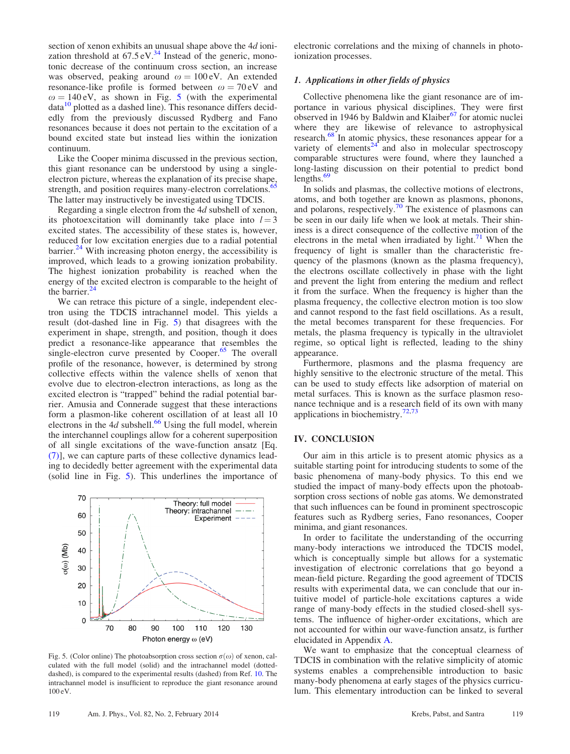section of xenon exhibits an unusual shape above the $4d$ ionization threshold at 67.5 eV.[34] Instead of the generic, monotonic decrease of the continuum cross section, an increase was observed, peaking around $\omega = 100$ eV. An extended resonance-like profile is formed between $\omega = 70$ eV and $\omega = 140$ eV, as shown in Fig. 5 (with the experimental data[10] plotted as a dashed line). This resonance differs decidedly from the previously discussed Rydberg and Fano resonances because it does not pertain to the excitation of a bound excited state but instead lies within the ionization continuum.

Like the Cooper minima discussed in the previous section, this giant resonance can be understood by using a single-electron picture, whereas the explanation of its precise shape, strength, and position requires many-electron correlations.[65] The latter may instructively be investigated using TDCIS.

Regarding a single electron from the $4d$ subshell of xenon, its photoexcitation will dominantly take place into $l = 3$ excited states. The accessibility of these states is, however, reduced for low excitation energies due to a radial potential barrier.[24] With increasing photon energy, the accessibility is improved, which leads to a growing ionization probability. The highest ionization probability is reached when the energy of the excited electron is comparable to the height of the barrier.[24]

We can retrace this picture of a single, independent electron using the TDCIS intrachannel model. This yields a result (dot-dashed line in Fig. 5) that disagrees with the experiment in shape, strength, and position, though it does predict a resonance-like appearance that resembles the single-electron curve presented by Cooper.[65] The overall profile of the resonance, however, is determined by strong collective effects within the valence shells of xenon that evolve due to electron-electron interactions, as long as the excited electron is "trapped" behind the radial potential barrier. Amusia and Connerade suggest that these interactions form a plasmon-like coherent oscillation of at least all 10 electrons in the $4d$ subshell.[66] Using the full model, wherein the interchannel couplings allow for a coherent superposition of all single excitations of the wave-function ansatz [Eq. (7)], we can capture parts of these collective dynamics leading to decidedly better agreement with the experimental data (solid line in Fig. 5). This underlines the importance of electronic correlations and the mixing of channels in photoionization processes.

Fig. 5. (Color online) The photoabsorption cross section $\sigma(\omega)$ of xenon, calculated with the full model (solid) and the intrachannel model (dotted-dashed), is compared to the experimental results (dashed) from Ref. 10. The intrachannel model is insufficient to reproduce the giant resonance around 100 eV.

### 1. Applications in other fields of physics

Collective phenomena like the giant resonance are of importance in various physical disciplines. They were first observed in 1946 by Baldwin and Klaiber[67] for atomic nuclei where they are likewise of relevance to astrophysical research.[68] In atomic physics, these resonances appear for a variety of elements[24] and also in molecular spectroscopy comparable structures were found, where they launched a long-lasting discussion on their potential to predict bond lengths.[69]

In solids and plasmas, the collective motions of electrons, atoms, and both together are known as plasmons, phonons, and polarons, respectively.[70] The existence of plasmons can be seen in our daily life when we look at metals. Their shininess is a direct consequence of the collective motion of the electrons in the metal when irradiated by light.[71] When the frequency of light is smaller than the characteristic frequency of the plasmons (known as the plasma frequency), the electrons oscillate collectively in phase with the light and prevent the light from entering the medium and reflect it from the surface. When the frequency is higher than the plasma frequency, the collective electron motion is too slow and cannot respond to the fast field oscillations. As a result, the metal becomes transparent for these frequencies. For metals, the plasma frequency is typically in the ultraviolet regime, so optical light is reflected, leading to the shiny appearance.

Furthermore, plasmons and the plasma frequency are highly sensitive to the electronic structure of the metal. This can be used to study effects like adsorption of material on metal surfaces. This is known as the surface plasmon resonance technique and is a research field of its own with many applications in biochemistry.[72,73]

## IV. CONCLUSION

Our aim in this article is to present atomic physics as a suitable starting point for introducing students to some of the basic phenomena of many-body physics. To this end we studied the impact of many-body effects upon the photoabsorption cross sections of noble gas atoms. We demonstrated that such influences can be found in prominent spectroscopic features such as Rydberg series, Fano resonances, Cooper minima, and giant resonances.

In order to facilitate the understanding of the occurring many-body interactions we introduced the TDCIS model, which is conceptually simple but allows for a systematic investigation of electronic correlations that go beyond a mean-field picture. Regarding the good agreement of TDCIS results with experimental data, we can conclude that our intuitive model of particle-hole excitations captures a wide range of many-body effects in the studied closed-shell systems. The influence of higher-order excitations, which are not accounted for within our wave-function ansatz, is further elucidated in Appendix A.

We want to emphasize that the conceptual clearness of TDCIS in combination with the relative simplicity of atomic systems enables a comprehensible introduction to basic many-body phenomena at early stages of the physics curriculum. This elementary introduction can be linked to several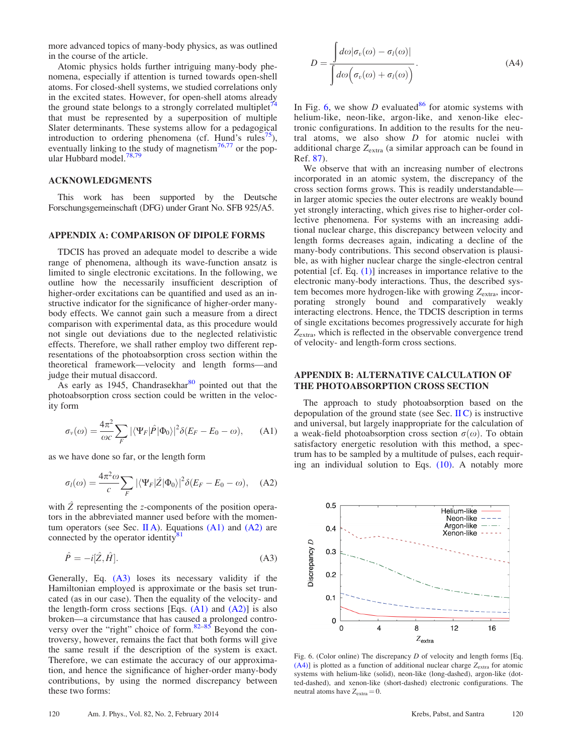more advanced topics of many-body physics, as was outlined in the course of the article.

Atomic physics holds further intriguing many-body phenomena, especially if attention is turned towards open-shell atoms. For closed-shell systems, we studied correlations only in the excited states. However, for open-shell atoms already the ground state belongs to a strongly correlated multiplet[74] that must be represented by a superposition of multiple Slater determinants. These systems allow for a pedagogical introduction to ordering phenomena (cf. Hund's rules[75]), eventually linking to the study of magnetism[76,77] or the popular Hubbard model.[78,79]

## ACKNOWLEDGMENTS

This work has been supported by the Deutsche Forschungsgemeinschaft (DFG) under Grant No. SFB 925/A5.

## APPENDIX A: COMPARISON OF DIPOLE FORMS

TDCIS has proved an adequate model to describe a wide range of phenomena, although its wave-function ansatz is limited to single electronic excitations. In the following, we outline how the necessarily insufficient description of higher-order excitations can be quantified and used as an instructive indicator for the significance of higher-order many-body effects. We cannot gain such a measure from a direct comparison with experimental data, as this procedure would not single out deviations due to the neglected relativistic effects. Therefore, we shall rather employ two different representations of the photoabsorption cross section within the theoretical framework—velocity and length forms—and judge their mutual disaccord.

As early as 1945, Chandrasekhar[80] pointed out that the photoabsorption cross section could be written in the velocity form

$$\sigma_v(\omega) = \frac{4\pi^2}{\omega c}\sum_F |\langle \Psi_F|\hat{P}|\Phi_0\rangle|^2 \delta(E_F - E_0 - \omega), \qquad \text{(A1)}$$

as we have done so far, or the length form

$$\sigma_l(\omega) = \frac{4\pi^2\omega}{c}\sum_F |\langle \Psi_F|\hat{Z}|\Phi_0\rangle|^2 \delta(E_F - E_0 - \omega), \qquad \text{(A2)}$$

with $\hat{Z}$ representing the $z$-components of the position operators in the abbreviated manner used before with the momentum operators (see Sec. II A). Equations (A1) and (A2) are connected by the operator identity[81]

$$\hat{P} = -i[\hat{Z}, \hat{H}]. \qquad \text{(A3)}$$

Generally, Eq. (A3) loses its necessary validity if the Hamiltonian employed is approximate or the basis set truncated (as in our case). Then the equality of the velocity- and the length-form cross sections [Eqs. (A1) and (A2)] is also broken—a circumstance that has caused a prolonged controversy over the "right" choice of form.[82–85] Beyond the controversy, however, remains the fact that both forms will give the same result if the description of the system is exact. Therefore, we can estimate the accuracy of our approximation, and hence the significance of higher-order many-body contributions, by using the normed discrepancy between these two forms:

$$D = \frac{\int d\omega |\sigma_v(\omega) - \sigma_l(\omega)|}{\int d\omega \Big(\sigma_v(\omega) + \sigma_l(\omega)\Big)}. \qquad \text{(A4)}$$

In Fig. 6, we show $D$ evaluated[86] for atomic systems with helium-like, neon-like, argon-like, and xenon-like electronic configurations. In addition to the results for the neutral atoms, we also show $D$ for atomic nuclei with additional charge $Z_{\text{extra}}$ (a similar approach can be found in Ref. 87).

We observe that with an increasing number of electrons incorporated in an atomic system, the discrepancy of the cross section forms grows. This is readily understandable—in larger atomic species the outer electrons are weakly bound yet strongly interacting, which gives rise to higher-order collective phenomena. For systems with an increasing additional nuclear charge, this discrepancy between velocity and length forms decreases again, indicating a decline of the many-body contributions. This second observation is plausible, as with higher nuclear charge the single-electron central potential [cf. Eq. (1)] increases in importance relative to the electronic many-body interactions. Thus, the described system becomes more hydrogen-like with growing $Z_{\text{extra}}$, incorporating strongly bound and comparatively weakly interacting electrons. Hence, the TDCIS description in terms of single excitations becomes progressively accurate for high $Z_{\text{extra}}$, which is reflected in the observable convergence trend of velocity- and length-form cross sections.

Fig. 6. (Color online) The discrepancy $D$ of velocity and length forms [Eq. (A4)] is plotted as a function of additional nuclear charge $Z_{\text{extra}}$ for atomic systems with helium-like (solid), neon-like (long-dashed), argon-like (dotted-dashed), and xenon-like (short-dashed) electronic configurations. The neutral atoms have $Z_{\text{extra}} = 0$.

## APPENDIX B: ALTERNATIVE CALCULATION OF THE PHOTOABSORPTION CROSS SECTION

The approach to study photoabsorption based on the depopulation of the ground state (see Sec. II C) is instructive and universal, but largely inappropriate for the calculation of a weak-field photoabsorption cross section $\sigma(\omega)$. To obtain satisfactory energetic resolution with this method, a spectrum has to be sampled by a multitude of pulses, each requiring an individual solution to Eqs. (10). A notably more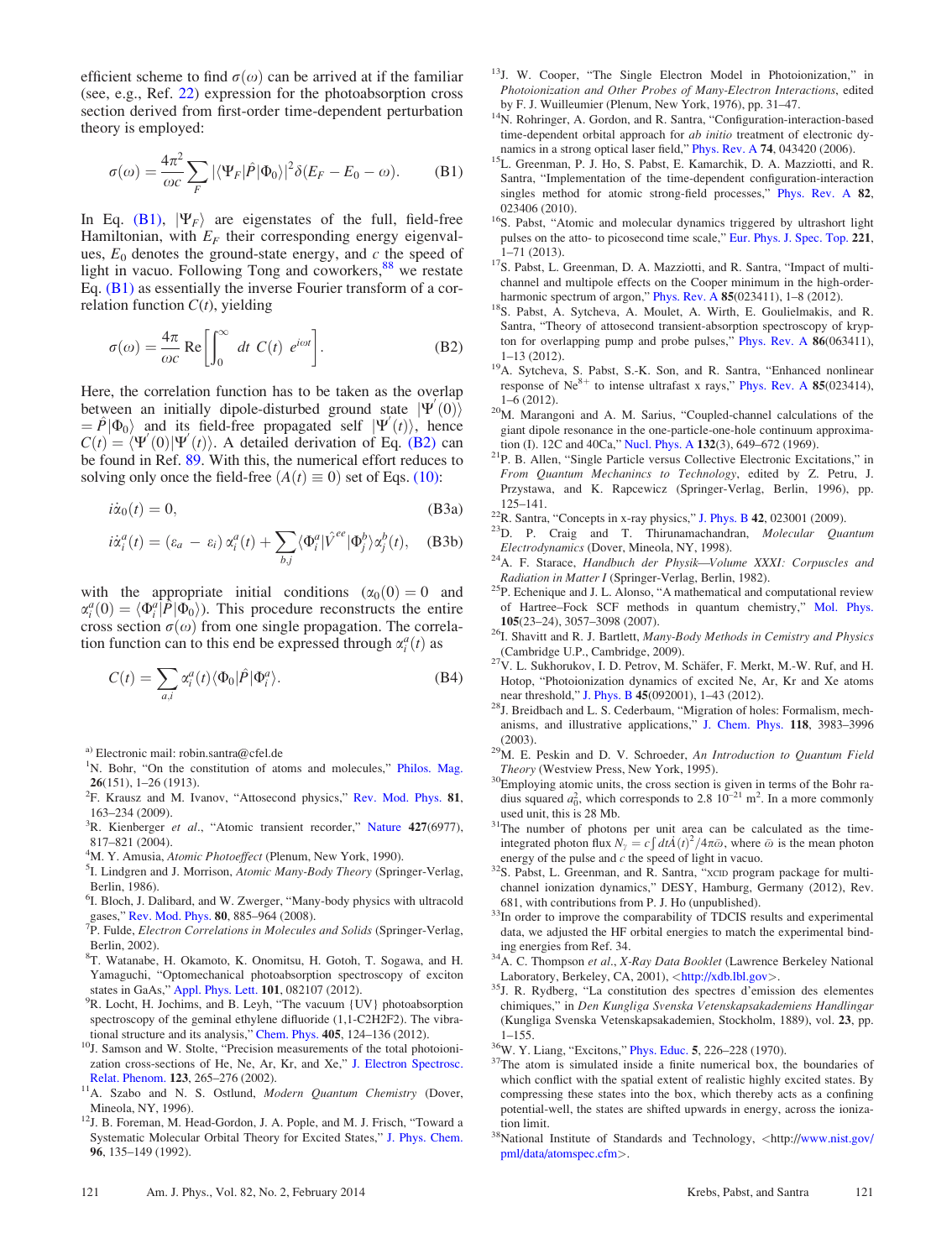efficient scheme to find $\sigma(\omega)$ can be arrived at if the familiar (see, e.g., Ref. 22) expression for the photoabsorption cross section derived from first-order time-dependent perturbation theory is employed:

$$\sigma(\omega) = \frac{4\pi^2}{\omega c}\sum_F |\langle\Psi_F|\hat{P}|\Phi_0\rangle|^2\delta(E_F - E_0 - \omega). \tag{B1}$$

In Eq. (B1), $|\Psi_F\rangle$ are eigenstates of the full, field-free Hamiltonian, with $E_F$ their corresponding energy eigenvalues, $E_0$ denotes the ground-state energy, and $c$ the speed of light in vacuo. Following Tong and coworkers,[88] we restate Eq. (B1) as essentially the inverse Fourier transform of a correlation function $C(t)$, yielding

$$\sigma(\omega) = \frac{4\pi}{\omega c}\,\mathrm{Re}\left[\int_0^\infty dt\; C(t)\; e^{i\omega t}\right]. \tag{B2}$$

Here, the correlation function has to be taken as the overlap between an initially dipole-disturbed ground state $|\Psi'(0)\rangle = \hat{P}|\Phi_0\rangle$ and its field-free propagated self $|\Psi'(t)\rangle$, hence $C(t) = \langle\Psi'(0)|\Psi'(t)\rangle$. A detailed derivation of Eq. (B2) can be found in Ref. 89. With this, the numerical effort reduces to solving only once the field-free $(A(t) \equiv 0)$ set of Eqs. (10):

$$i\dot{\alpha}_0(t) = 0, \tag{B3a}$$

$$i\dot{\alpha}_i^a(t) = (\varepsilon_a - \varepsilon_i)\,\alpha_i^a(t) + \sum_{b,j}\langle\Phi_i^a|\hat{V}^{ee}|\Phi_j^b\rangle\alpha_j^b(t), \tag{B3b}$$

with the appropriate initial conditions ($\alpha_0(0) = 0$ and $\alpha_i^a(0) = \langle\Phi_i^a|\hat{P}|\Phi_0\rangle$). This procedure reconstructs the entire cross section $\sigma(\omega)$ from one single propagation. The correlation function can to this end be expressed through $\alpha_i^a(t)$ as

$$C(t) = \sum_{a,i}\alpha_i^a(t)\langle\Phi_0|\hat{P}|\Phi_i^a\rangle. \tag{B4}$$

[a] Electronic mail: robin.santra@cfel.de

[1] N. Bohr, "On the constitution of atoms and molecules," Philos. Mag. 26(151), 1–26 (1913).

[2] F. Krausz and M. Ivanov, "Attosecond physics," Rev. Mod. Phys. 81, 163–234 (2009).

[3] R. Kienberger et al., "Atomic transient recorder," Nature 427(6977), 817–821 (2004).

[4] M. Y. Amusia, *Atomic Photoeffect* (Plenum, New York, 1990).

[5] I. Lindgren and J. Morrison, *Atomic Many-Body Theory* (Springer-Verlag, Berlin, 1986).

[6] I. Bloch, J. Dalibard, and W. Zwerger, "Many-body physics with ultracold gases," Rev. Mod. Phys. 80, 885–964 (2008).

[7] P. Fulde, *Electron Correlations in Molecules and Solids* (Springer-Verlag, Berlin, 2002).

[8] T. Watanabe, H. Okamoto, K. Onomitsu, H. Gotoh, T. Sogawa, and H. Yamaguchi, "Optomechanical photoabsorption spectroscopy of exciton states in GaAs," Appl. Phys. Lett. 101, 082107 (2012).

[9] R. Locht, H. Jochims, and B. Leyh, "The vacuum {UV} photoabsorption spectroscopy of the geminal ethylene difluoride (1,1-C2H2F2). The vibrational structure and its analysis," Chem. Phys. 405, 124–136 (2012).

[10] J. Samson and W. Stolte, "Precision measurements of the total photoionization cross-sections of He, Ne, Ar, Kr, and Xe," J. Electron Spectrosc. Relat. Phenom. 123, 265–276 (2002).

[11] A. Szabo and N. S. Ostlund, *Modern Quantum Chemistry* (Dover, Mineola, NY, 1996).

[12] J. B. Foreman, M. Head-Gordon, J. A. Pople, and M. J. Frisch, "Toward a Systematic Molecular Orbital Theory for Excited States," J. Phys. Chem. 96, 135–149 (1992).

[13] J. W. Cooper, "The Single Electron Model in Photoionization," in *Photoionization and Other Probes of Many-Electron Interactions*, edited by F. J. Wuilleumier (Plenum, New York, 1976), pp. 31–47.

[14] N. Rohringer, A. Gordon, and R. Santra, "Configuration-interaction-based time-dependent orbital approach for *ab initio* treatment of electronic dynamics in a strong optical laser field," Phys. Rev. A 74, 043420 (2006).

[15] L. Greenman, P. J. Ho, S. Pabst, E. Kamarchik, D. A. Mazziotti, and R. Santra, "Implementation of the time-dependent configuration-interaction singles method for atomic strong-field processes," Phys. Rev. A 82, 023406 (2010).

[16] S. Pabst, "Atomic and molecular dynamics triggered by ultrashort light pulses on the atto- to picosecond time scale," Eur. Phys. J. Spec. Top. 221, 1–71 (2013).

[17] S. Pabst, L. Greenman, D. A. Mazziotti, and R. Santra, "Impact of multichannel and multipole effects on the Cooper minimum in the high-order-harmonic spectrum of argon," Phys. Rev. A 85(023411), 1–8 (2012).

[18] S. Pabst, A. Sytcheva, A. Moulet, A. Wirth, E. Goulielmakis, and R. Santra, "Theory of attosecond transient-absorption spectroscopy of krypton for overlapping pump and probe pulses," Phys. Rev. A 86(063411), 1–13 (2012).

[19] A. Sytcheva, S. Pabst, S.-K. Son, and R. Santra, "Enhanced nonlinear response of $Ne^{8+}$ to intense ultrafast x rays," Phys. Rev. A 85(023414), 1–6 (2012).

[20] M. Marangoni and A. M. Sarius, "Coupled-channel calculations of the giant dipole resonance in the one-particle-one-hole continuum approximation (I). 12C and 40Ca," Nucl. Phys. A 132(3), 649–672 (1969).

[21] P. B. Allen, "Single Particle versus Collective Electronic Excitations," in *From Quantum Mechanincs to Technology*, edited by Z. Petru, J. Przystawa, and K. Rapcewicz (Springer-Verlag, Berlin, 1996), pp. 125–141.

[22] R. Santra, "Concepts in x-ray physics," J. Phys. B 42, 023001 (2009).

[23] D. P. Craig and T. Thirunamachandran, *Molecular Quantum Electrodynamics* (Dover, Mineola, NY, 1998).

[24] A. F. Starace, *Handbuch der Physik—Volume XXXI: Corpuscles and Radiation in Matter I* (Springer-Verlag, Berlin, 1982).

[25] P. Echenique and J. L. Alonso, "A mathematical and computational review of Hartree–Fock SCF methods in quantum chemistry," Mol. Phys. 105(23–24), 3057–3098 (2007).

[26] I. Shavitt and R. J. Bartlett, *Many-Body Methods in Cemistry and Physics* (Cambridge U.P., Cambridge, 2009).

[27] V. L. Sukhorukov, I. D. Petrov, M. Schäfer, F. Merkt, M.-W. Ruf, and H. Hotop, "Photoionization dynamics of excited Ne, Ar, Kr and Xe atoms near threshold," J. Phys. B 45(092001), 1–43 (2012).

[28] J. Breidbach and L. S. Cederbaum, "Migration of holes: Formalism, mechanisms, and illustrative applications," J. Chem. Phys. 118, 3983–3996 (2003).

[29] M. E. Peskin and D. V. Schroeder, *An Introduction to Quantum Field Theory* (Westview Press, New York, 1995).

[30] Employing atomic units, the cross section is given in terms of the Bohr radius squared $a_0^2$, which corresponds to 2.8 $10^{-21}$ m$^2$. In a more commonly used unit, this is 28 Mb.

[31] The number of photons per unit area can be calculated as the time-integrated photon flux $N_\gamma = c\int dt\dot{A}(t)^2/4\pi\bar{\omega}$, where $\bar{\omega}$ is the mean photon energy of the pulse and $c$ the speed of light in vacuo.

[32] S. Pabst, L. Greenman, and R. Santra, "XCID program package for multichannel ionization dynamics," DESY, Hamburg, Germany (2012), Rev. 681, with contributions from P. J. Ho (unpublished).

[33] In order to improve the comparability of TDCIS results and experimental data, we adjusted the HF orbital energies to match the experimental binding energies from Ref. 34.

[34] A. C. Thompson et al., *X-Ray Data Booklet* (Lawrence Berkeley National Laboratory, Berkeley, CA, 2001), <http://xdb.lbl.gov>.

[35] J. R. Rydberg, "La constitution des spectres d'emission des elementes chimiques," in *Den Kungliga Svenska Vetenskapsakademiens Handlingar* (Kungliga Svenska Vetenskapsakademien, Stockholm, 1889), vol. 23, pp. 1–155.

[36] W. Y. Liang, "Excitons," Phys. Educ. 5, 226–228 (1970).

[37] The atom is simulated inside a finite numerical box, the boundaries of which conflict with the spatial extent of realistic highly excited states. By compressing these states into the box, which thereby acts as a confining potential-well, the states are shifted upwards in energy, across the ionization limit.

[38] National Institute of Standards and Technology, <http://www.nist.gov/pml/data/atomspec.cfm>.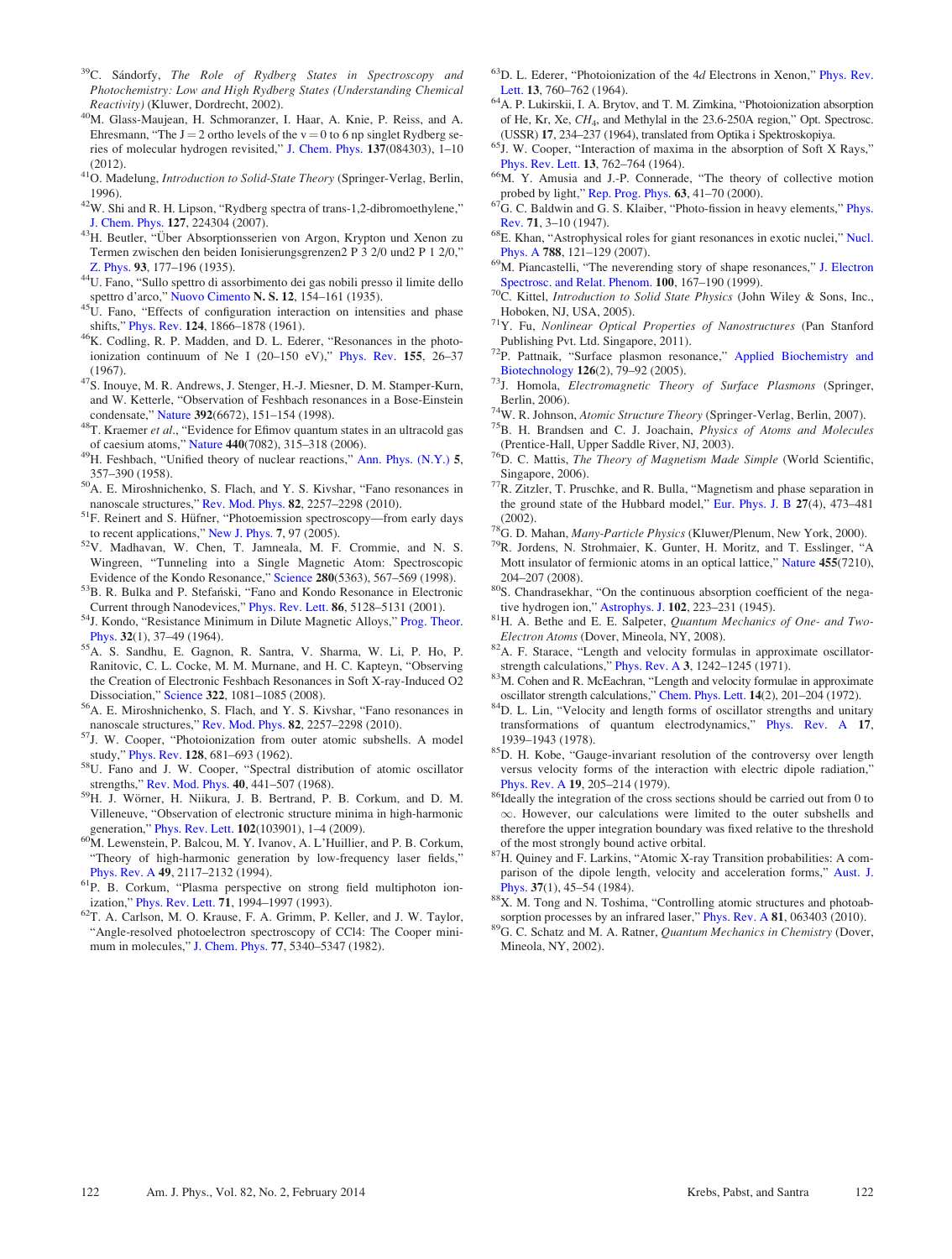[39] C. Sándorfy, *The Role of Rydberg States in Spectroscopy and Photochemistry: Low and High Rydberg States (Understanding Chemical Reactivity)* (Kluwer, Dordrecht, 2002).

[40] M. Glass-Maujean, H. Schmoranzer, I. Haar, A. Knie, P. Reiss, and A. Ehresmann, "The J = 2 ortho levels of the v = 0 to 6 np singlet Rydberg series of molecular hydrogen revisited," J. Chem. Phys. **137**(084303), 1–10 (2012).

[41] O. Madelung, *Introduction to Solid-State Theory* (Springer-Verlag, Berlin, 1996).

[42] W. Shi and R. H. Lipson, "Rydberg spectra of trans-1,2-dibromoethylene," J. Chem. Phys. **127**, 224304 (2007).

[43] H. Beutler, "Über Absorptionsserien von Argon, Krypton und Xenon zu Termen zwischen den beiden Ionisierungsgrenzen2 P 3 2/0 und2 P 1 2/0," Z. Phys. **93**, 177–196 (1935).

[44] U. Fano, "Sullo spettro di assorbimento dei gas nobili presso il limite dello spettro d'arco," Nuovo Cimento **N. S. 12**, 154–161 (1935).

[45] U. Fano, "Effects of configuration interaction on intensities and phase shifts," Phys. Rev. **124**, 1866–1878 (1961).

[46] K. Codling, R. P. Madden, and D. L. Ederer, "Resonances in the photo-ionization continuum of Ne I (20–150 eV)," Phys. Rev. **155**, 26–37 (1967).

[47] S. Inouye, M. R. Andrews, J. Stenger, H.-J. Miesner, D. M. Stamper-Kurn, and W. Ketterle, "Observation of Feshbach resonances in a Bose-Einstein condensate," Nature **392**(6672), 151–154 (1998).

[48] T. Kraemer *et al.*, "Evidence for Efimov quantum states in an ultracold gas of caesium atoms," Nature **440**(7082), 315–318 (2006).

[49] H. Feshbach, "Unified theory of nuclear reactions," Ann. Phys. (N.Y.) **5**, 357–390 (1958).

[50] A. E. Miroshnichenko, S. Flach, and Y. S. Kivshar, "Fano resonances in nanoscale structures," Rev. Mod. Phys. **82**, 2257–2298 (2010).

[51] F. Reinert and S. Hüfner, "Photoemission spectroscopy—from early days to recent applications," New J. Phys. **7**, 97 (2005).

[52] V. Madhavan, W. Chen, T. Jamneala, M. F. Crommie, and N. S. Wingreen, "Tunneling into a Single Magnetic Atom: Spectroscopic Evidence of the Kondo Resonance," Science **280**(5363), 567–569 (1998).

[53] B. R. Bulka and P. Stefański, "Fano and Kondo Resonance in Electronic Current through Nanodevices," Phys. Rev. Lett. **86**, 5128–5131 (2001).

[54] J. Kondo, "Resistance Minimum in Dilute Magnetic Alloys," Prog. Theor. Phys. **32**(1), 37–49 (1964).

[55] A. S. Sandhu, E. Gagnon, R. Santra, V. Sharma, W. Li, P. Ho, P. Ranitovic, C. L. Cocke, M. M. Murnane, and H. C. Kapteyn, "Observing the Creation of Electronic Feshbach Resonances in Soft X-ray-Induced O2 Dissociation," Science **322**, 1081–1085 (2008).

[56] A. E. Miroshnichenko, S. Flach, and Y. S. Kivshar, "Fano resonances in nanoscale structures," Rev. Mod. Phys. **82**, 2257–2298 (2010).

[57] J. W. Cooper, "Photoionization from outer atomic subshells. A model study," Phys. Rev. **128**, 681–693 (1962).

[58] U. Fano and J. W. Cooper, "Spectral distribution of atomic oscillator strengths," Rev. Mod. Phys. **40**, 441–507 (1968).

[59] H. J. Wörner, H. Niikura, J. B. Bertrand, P. B. Corkum, and D. M. Villeneuve, "Observation of electronic structure minima in high-harmonic generation," Phys. Rev. Lett. **102**(103901), 1–4 (2009).

[60] M. Lewenstein, P. Balcou, M. Y. Ivanov, A. L'Huillier, and P. B. Corkum, "Theory of high-harmonic generation by low-frequency laser fields," Phys. Rev. A **49**, 2117–2132 (1994).

[61] P. B. Corkum, "Plasma perspective on strong field multiphoton ionization," Phys. Rev. Lett. **71**, 1994–1997 (1993).

[62] T. A. Carlson, M. O. Krause, F. A. Grimm, P. Keller, and J. W. Taylor, "Angle-resolved photoelectron spectroscopy of CCl4: The Cooper minimum in molecules," J. Chem. Phys. **77**, 5340–5347 (1982).

[63] D. L. Ederer, "Photoionization of the 4*d* Electrons in Xenon," Phys. Rev. Lett. **13**, 760–762 (1964).

[64] A. P. Lukirskii, I. A. Brytov, and T. M. Zimkina, "Photoionization absorption of He, Kr, Xe, $CH_4$, and Methylal in the 23.6-250A region," Opt. Spectrosc. (USSR) **17**, 234–237 (1964), translated from Optika i Spektroskopiya.

[65] J. W. Cooper, "Interaction of maxima in the absorption of Soft X Rays," Phys. Rev. Lett. **13**, 762–764 (1964).

[66] M. Y. Amusia and J.-P. Connerade, "The theory of collective motion probed by light," Rep. Prog. Phys. **63**, 41–70 (2000).

[67] G. C. Baldwin and G. S. Klaiber, "Photo-fission in heavy elements," Phys. Rev. **71**, 3–10 (1947).

[68] E. Khan, "Astrophysical roles for giant resonances in exotic nuclei," Nucl. Phys. A **788**, 121–129 (2007).

[69] M. Piancastelli, "The neverending story of shape resonances," J. Electron Spectrosc. and Relat. Phenom. **100**, 167–190 (1999).

[70] C. Kittel, *Introduction to Solid State Physics* (John Wiley & Sons, Inc., Hoboken, NJ, USA, 2005).

[71] Y. Fu, *Nonlinear Optical Properties of Nanostructures* (Pan Stanford Publishing Pvt. Ltd. Singapore, 2011).

[72] P. Pattnaik, "Surface plasmon resonance," Applied Biochemistry and Biotechnology **126**(2), 79–92 (2005).

[73] J. Homola, *Electromagnetic Theory of Surface Plasmons* (Springer, Berlin, 2006).

[74] W. R. Johnson, *Atomic Structure Theory* (Springer-Verlag, Berlin, 2007).

[75] B. H. Brandsen and C. J. Joachain, *Physics of Atoms and Molecules* (Prentice-Hall, Upper Saddle River, NJ, 2003).

[76] D. C. Mattis, *The Theory of Magnetism Made Simple* (World Scientific, Singapore, 2006).

[77] R. Zitzler, T. Pruschke, and R. Bulla, "Magnetism and phase separation in the ground state of the Hubbard model," Eur. Phys. J. B **27**(4), 473–481 (2002).

[78] G. D. Mahan, *Many-Particle Physics* (Kluwer/Plenum, New York, 2000).

[79] R. Jordens, N. Strohmaier, K. Gunter, H. Moritz, and T. Esslinger, "A Mott insulator of fermionic atoms in an optical lattice," Nature **455**(7210), 204–207 (2008).

[80] S. Chandrasekhar, "On the continuous absorption coefficient of the negative hydrogen ion," Astrophys. J. **102**, 223–231 (1945).

[81] H. A. Bethe and E. E. Salpeter, *Quantum Mechanics of One- and Two-Electron Atoms* (Dover, Mineola, NY, 2008).

[82] A. F. Starace, "Length and velocity formulas in approximate oscillator-strength calculations," Phys. Rev. A **3**, 1242–1245 (1971).

[83] M. Cohen and R. McEachran, "Length and velocity formulae in approximate oscillator strength calculations," Chem. Phys. Lett. **14**(2), 201–204 (1972).

[84] D. L. Lin, "Velocity and length forms of oscillator strengths and unitary transformations of quantum electrodynamics," Phys. Rev. A **17**, 1939–1943 (1978).

[85] D. H. Kobe, "Gauge-invariant resolution of the controversy over length versus velocity forms of the interaction with electric dipole radiation," Phys. Rev. A **19**, 205–214 (1979).

[86] Ideally the integration of the cross sections should be carried out from 0 to ∞. However, our calculations were limited to the outer subshells and therefore the upper integration boundary was fixed relative to the threshold of the most strongly bound active orbital.

[87] H. Quiney and F. Larkins, "Atomic X-ray Transition probabilities: A comparison of the dipole length, velocity and acceleration forms," Aust. J. Phys. **37**(1), 45–54 (1984).

[88] X. M. Tong and N. Toshima, "Controlling atomic structures and photoabsorption processes by an infrared laser," Phys. Rev. A **81**, 063403 (2010).

[89] G. C. Schatz and M. A. Ratner, *Quantum Mechanics in Chemistry* (Dover, Mineola, NY, 2002).